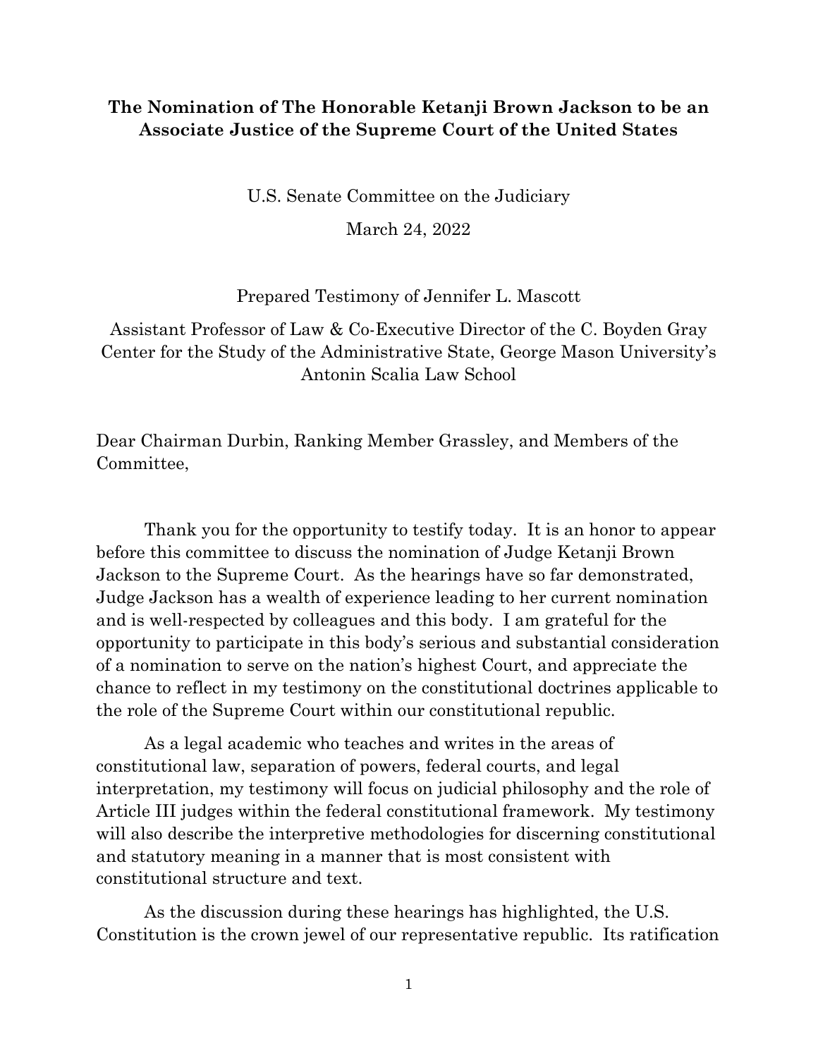**The Nomination of The Honorable Ketanji Brown Jackson to be an Associate Justice of the Supreme Court of the United States**

U.S. Senate Committee on the Judiciary

March 24, 2022

Prepared Testimony of Jennifer L. Mascott

Assistant Professor of Law & Co-Executive Director of the C. Boyden Gray Center for the Study of the Administrative State, George Mason University's Antonin Scalia Law School

Dear Chairman Durbin, Ranking Member Grassley, and Members of the Committee,

Thank you for the opportunity to testify today. It is an honor to appear before this committee to discuss the nomination of Judge Ketanji Brown Jackson to the Supreme Court. As the hearings have so far demonstrated, Judge Jackson has a wealth of experience leading to her current nomination and is well-respected by colleagues and this body. I am grateful for the opportunity to participate in this body's serious and substantial consideration of a nomination to serve on the nation's highest Court, and appreciate the chance to reflect in my testimony on the constitutional doctrines applicable to the role of the Supreme Court within our constitutional republic.

As a legal academic who teaches and writes in the areas of constitutional law, separation of powers, federal courts, and legal interpretation, my testimony will focus on judicial philosophy and the role of Article III judges within the federal constitutional framework. My testimony will also describe the interpretive methodologies for discerning constitutional and statutory meaning in a manner that is most consistent with constitutional structure and text.

As the discussion during these hearings has highlighted, the U.S. Constitution is the crown jewel of our representative republic. Its ratification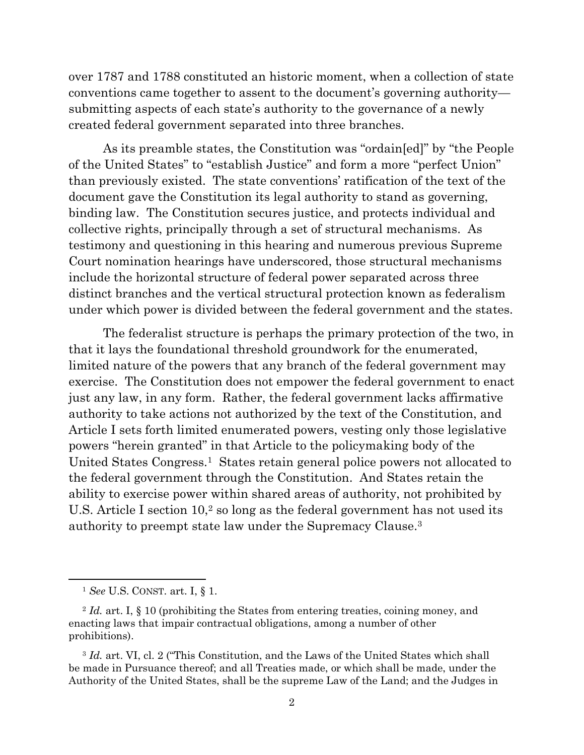over 1787 and 1788 constituted an historic moment, when a collection of state conventions came together to assent to the document's governing authority—submitting aspects of each state's authority to the governance of a newly created federal government separated into three branches.

As its preamble states, the Constitution was "ordain[ed]" by "the People of the United States" to "establish Justice" and form a more "perfect Union" than previously existed. The state conventions' ratification of the text of the document gave the Constitution its legal authority to stand as governing, binding law. The Constitution secures justice, and protects individual and collective rights, principally through a set of structural mechanisms. As testimony and questioning in this hearing and numerous previous Supreme Court nomination hearings have underscored, those structural mechanisms include the horizontal structure of federal power separated across three distinct branches and the vertical structural protection known as federalism under which power is divided between the federal government and the states.

The federalist structure is perhaps the primary protection of the two, in that it lays the foundational threshold groundwork for the enumerated, limited nature of the powers that any branch of the federal government may exercise. The Constitution does not empower the federal government to enact just any law, in any form. Rather, the federal government lacks affirmative authority to take actions not authorized by the text of the Constitution, and Article I sets forth limited enumerated powers, vesting only those legislative powers "herein granted" in that Article to the policymaking body of the United States Congress.[1] States retain general police powers not allocated to the federal government through the Constitution. And States retain the ability to exercise power within shared areas of authority, not prohibited by U.S. Article I section 10,[2] so long as the federal government has not used its authority to preempt state law under the Supremacy Clause.[3]

---

[1] *See* U.S. CONST. art. I, § 1.

[2] *Id.* art. I, § 10 (prohibiting the States from entering treaties, coining money, and enacting laws that impair contractual obligations, among a number of other prohibitions).

[3] *Id.* art. VI, cl. 2 ("This Constitution, and the Laws of the United States which shall be made in Pursuance thereof; and all Treaties made, or which shall be made, under the Authority of the United States, shall be the supreme Law of the Land; and the Judges in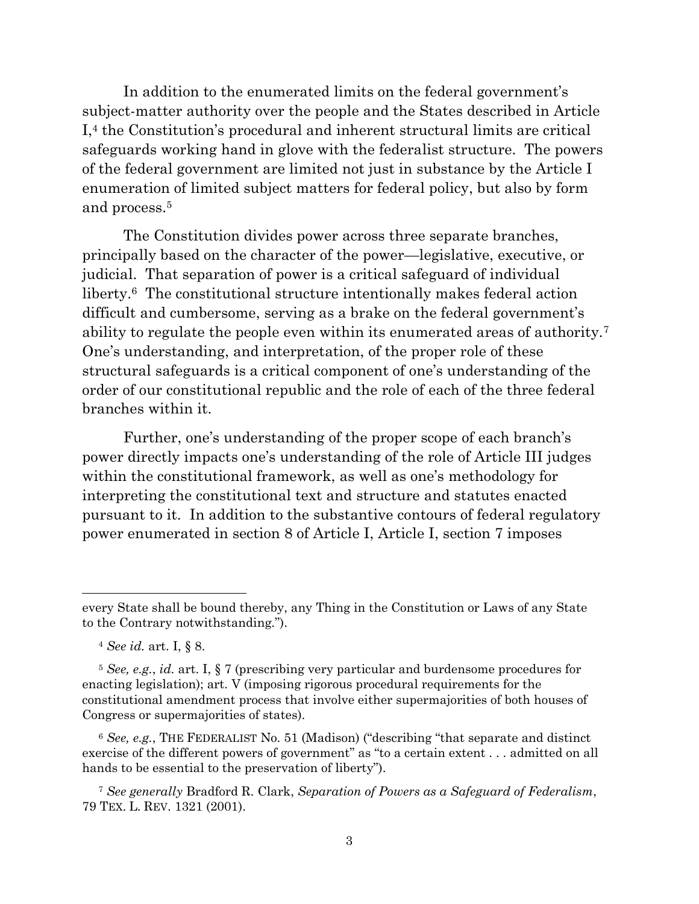In addition to the enumerated limits on the federal government's subject-matter authority over the people and the States described in Article I,[4] the Constitution's procedural and inherent structural limits are critical safeguards working hand in glove with the federalist structure. The powers of the federal government are limited not just in substance by the Article I enumeration of limited subject matters for federal policy, but also by form and process.[5]

The Constitution divides power across three separate branches, principally based on the character of the power—legislative, executive, or judicial. That separation of power is a critical safeguard of individual liberty.[6] The constitutional structure intentionally makes federal action difficult and cumbersome, serving as a brake on the federal government's ability to regulate the people even within its enumerated areas of authority.[7] One's understanding, and interpretation, of the proper role of these structural safeguards is a critical component of one's understanding of the order of our constitutional republic and the role of each of the three federal branches within it.

Further, one's understanding of the proper scope of each branch's power directly impacts one's understanding of the role of Article III judges within the constitutional framework, as well as one's methodology for interpreting the constitutional text and structure and statutes enacted pursuant to it. In addition to the substantive contours of federal regulatory power enumerated in section 8 of Article I, Article I, section 7 imposes

---

every State shall be bound thereby, any Thing in the Constitution or Laws of any State to the Contrary notwithstanding.").

[4] *See id.* art. I, § 8.

[5] *See, e.g.*, *id.* art. I, § 7 (prescribing very particular and burdensome procedures for enacting legislation); art. V (imposing rigorous procedural requirements for the constitutional amendment process that involve either supermajorities of both houses of Congress or supermajorities of states).

[6] *See, e.g.*, THE FEDERALIST No. 51 (Madison) ("describing "that separate and distinct exercise of the different powers of government" as "to a certain extent . . . admitted on all hands to be essential to the preservation of liberty").

[7] *See generally* Bradford R. Clark, *Separation of Powers as a Safeguard of Federalism*, 79 TEX. L. REV. 1321 (2001).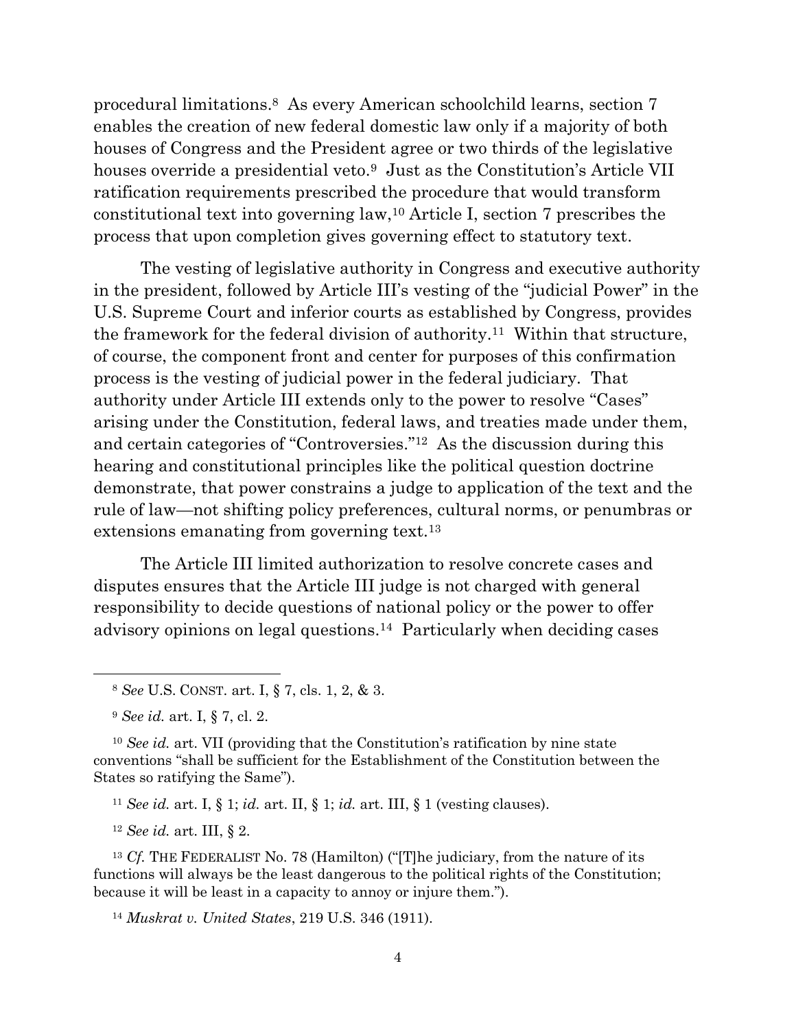procedural limitations.[8] As every American schoolchild learns, section 7 enables the creation of new federal domestic law only if a majority of both houses of Congress and the President agree or two thirds of the legislative houses override a presidential veto.[9] Just as the Constitution's Article VII ratification requirements prescribed the procedure that would transform constitutional text into governing law,[10] Article I, section 7 prescribes the process that upon completion gives governing effect to statutory text.

The vesting of legislative authority in Congress and executive authority in the president, followed by Article III's vesting of the "judicial Power" in the U.S. Supreme Court and inferior courts as established by Congress, provides the framework for the federal division of authority.[11] Within that structure, of course, the component front and center for purposes of this confirmation process is the vesting of judicial power in the federal judiciary. That authority under Article III extends only to the power to resolve "Cases" arising under the Constitution, federal laws, and treaties made under them, and certain categories of "Controversies."[12] As the discussion during this hearing and constitutional principles like the political question doctrine demonstrate, that power constrains a judge to application of the text and the rule of law—not shifting policy preferences, cultural norms, or penumbras or extensions emanating from governing text.[13]

The Article III limited authorization to resolve concrete cases and disputes ensures that the Article III judge is not charged with general responsibility to decide questions of national policy or the power to offer advisory opinions on legal questions.[14] Particularly when deciding cases

---

[8] *See* U.S. CONST. art. I, § 7, cls. 1, 2, & 3.

[9] *See id.* art. I, § 7, cl. 2.

[10] *See id.* art. VII (providing that the Constitution's ratification by nine state conventions "shall be sufficient for the Establishment of the Constitution between the States so ratifying the Same").

[11] *See id.* art. I, § 1; *id.* art. II, § 1; *id.* art. III, § 1 (vesting clauses).

[12] *See id.* art. III, § 2.

[13] *Cf.* THE FEDERALIST No. 78 (Hamilton) ("[T]he judiciary, from the nature of its functions will always be the least dangerous to the political rights of the Constitution; because it will be least in a capacity to annoy or injure them.").

[14] *Muskrat v. United States*, 219 U.S. 346 (1911).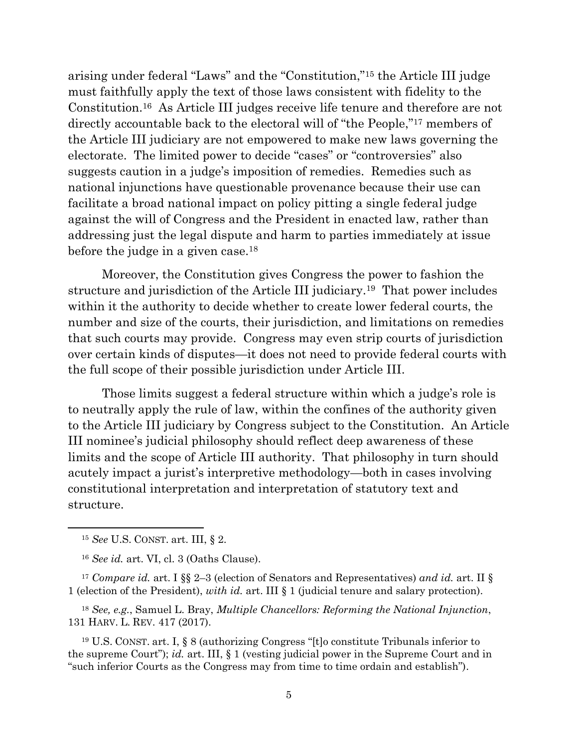arising under federal "Laws" and the "Constitution,"[15] the Article III judge must faithfully apply the text of those laws consistent with fidelity to the Constitution.[16] As Article III judges receive life tenure and therefore are not directly accountable back to the electoral will of "the People,"[17] members of the Article III judiciary are not empowered to make new laws governing the electorate. The limited power to decide "cases" or "controversies" also suggests caution in a judge's imposition of remedies. Remedies such as national injunctions have questionable provenance because their use can facilitate a broad national impact on policy pitting a single federal judge against the will of Congress and the President in enacted law, rather than addressing just the legal dispute and harm to parties immediately at issue before the judge in a given case.[18]

Moreover, the Constitution gives Congress the power to fashion the structure and jurisdiction of the Article III judiciary.[19] That power includes within it the authority to decide whether to create lower federal courts, the number and size of the courts, their jurisdiction, and limitations on remedies that such courts may provide. Congress may even strip courts of jurisdiction over certain kinds of disputes—it does not need to provide federal courts with the full scope of their possible jurisdiction under Article III.

Those limits suggest a federal structure within which a judge's role is to neutrally apply the rule of law, within the confines of the authority given to the Article III judiciary by Congress subject to the Constitution. An Article III nominee's judicial philosophy should reflect deep awareness of these limits and the scope of Article III authority. That philosophy in turn should acutely impact a jurist's interpretive methodology—both in cases involving constitutional interpretation and interpretation of statutory text and structure.

---

[15] *See* U.S. CONST. art. III, § 2.

[16] *See id.* art. VI, cl. 3 (Oaths Clause).

[17] *Compare id.* art. I §§ 2–3 (election of Senators and Representatives) *and id.* art. II § 1 (election of the President), *with id.* art. III § 1 (judicial tenure and salary protection).

[18] *See, e.g.*, Samuel L. Bray, *Multiple Chancellors: Reforming the National Injunction*, 131 HARV. L. REV. 417 (2017).

[19] U.S. CONST. art. I, § 8 (authorizing Congress "[t]o constitute Tribunals inferior to the supreme Court"); *id.* art. III, § 1 (vesting judicial power in the Supreme Court and in "such inferior Courts as the Congress may from time to time ordain and establish").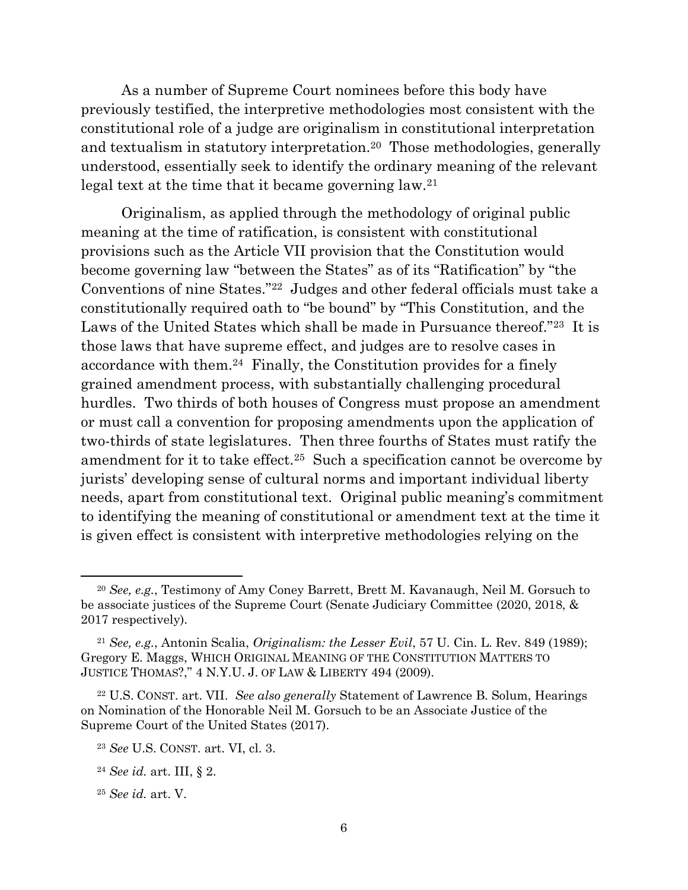As a number of Supreme Court nominees before this body have previously testified, the interpretive methodologies most consistent with the constitutional role of a judge are originalism in constitutional interpretation and textualism in statutory interpretation.[20] Those methodologies, generally understood, essentially seek to identify the ordinary meaning of the relevant legal text at the time that it became governing law.[21]

Originalism, as applied through the methodology of original public meaning at the time of ratification, is consistent with constitutional provisions such as the Article VII provision that the Constitution would become governing law "between the States" as of its "Ratification" by "the Conventions of nine States."[22] Judges and other federal officials must take a constitutionally required oath to "be bound" by "This Constitution, and the Laws of the United States which shall be made in Pursuance thereof."[23] It is those laws that have supreme effect, and judges are to resolve cases in accordance with them.[24] Finally, the Constitution provides for a finely grained amendment process, with substantially challenging procedural hurdles. Two thirds of both houses of Congress must propose an amendment or must call a convention for proposing amendments upon the application of two-thirds of state legislatures. Then three fourths of States must ratify the amendment for it to take effect.[25] Such a specification cannot be overcome by jurists' developing sense of cultural norms and important individual liberty needs, apart from constitutional text. Original public meaning's commitment to identifying the meaning of constitutional or amendment text at the time it is given effect is consistent with interpretive methodologies relying on the

---

[20] *See, e.g.*, Testimony of Amy Coney Barrett, Brett M. Kavanaugh, Neil M. Gorsuch to be associate justices of the Supreme Court (Senate Judiciary Committee (2020, 2018, & 2017 respectively).

[21] *See, e.g.*, Antonin Scalia, *Originalism: the Lesser Evil*, 57 U. Cin. L. Rev. 849 (1989); Gregory E. Maggs, WHICH ORIGINAL MEANING OF THE CONSTITUTION MATTERS TO JUSTICE THOMAS?," 4 N.Y.U. J. OF LAW & LIBERTY 494 (2009).

[22] U.S. CONST. art. VII. *See also generally* Statement of Lawrence B. Solum, Hearings on Nomination of the Honorable Neil M. Gorsuch to be an Associate Justice of the Supreme Court of the United States (2017).

[23] *See* U.S. CONST. art. VI, cl. 3.

[24] *See id.* art. III, § 2.

[25] *See id.* art. V.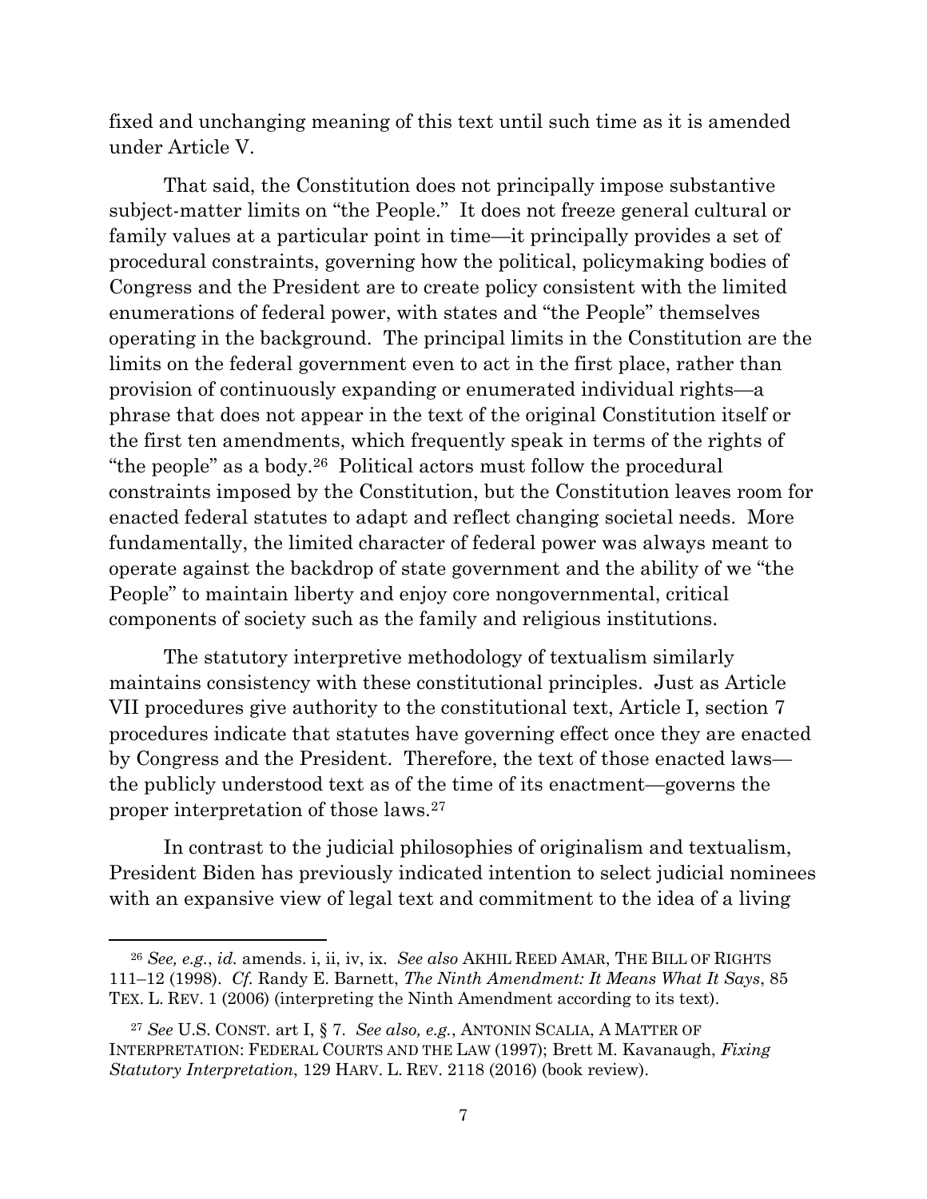fixed and unchanging meaning of this text until such time as it is amended under Article V.

That said, the Constitution does not principally impose substantive subject-matter limits on "the People." It does not freeze general cultural or family values at a particular point in time—it principally provides a set of procedural constraints, governing how the political, policymaking bodies of Congress and the President are to create policy consistent with the limited enumerations of federal power, with states and "the People" themselves operating in the background. The principal limits in the Constitution are the limits on the federal government even to act in the first place, rather than provision of continuously expanding or enumerated individual rights—a phrase that does not appear in the text of the original Constitution itself or the first ten amendments, which frequently speak in terms of the rights of "the people" as a body.[26] Political actors must follow the procedural constraints imposed by the Constitution, but the Constitution leaves room for enacted federal statutes to adapt and reflect changing societal needs. More fundamentally, the limited character of federal power was always meant to operate against the backdrop of state government and the ability of we "the People" to maintain liberty and enjoy core nongovernmental, critical components of society such as the family and religious institutions.

The statutory interpretive methodology of textualism similarly maintains consistency with these constitutional principles. Just as Article VII procedures give authority to the constitutional text, Article I, section 7 procedures indicate that statutes have governing effect once they are enacted by Congress and the President. Therefore, the text of those enacted laws—the publicly understood text as of the time of its enactment—governs the proper interpretation of those laws.[27]

In contrast to the judicial philosophies of originalism and textualism, President Biden has previously indicated intention to select judicial nominees with an expansive view of legal text and commitment to the idea of a living

---

[26] *See, e.g.*, *id.* amends. i, ii, iv, ix. *See also* AKHIL REED AMAR, THE BILL OF RIGHTS 111–12 (1998). *Cf.* Randy E. Barnett, *The Ninth Amendment: It Means What It Says*, 85 TEX. L. REV. 1 (2006) (interpreting the Ninth Amendment according to its text).

[27] *See* U.S. CONST. art I, § 7. *See also, e.g.*, ANTONIN SCALIA, A MATTER OF INTERPRETATION: FEDERAL COURTS AND THE LAW (1997); Brett M. Kavanaugh, *Fixing Statutory Interpretation*, 129 HARV. L. REV. 2118 (2016) (book review).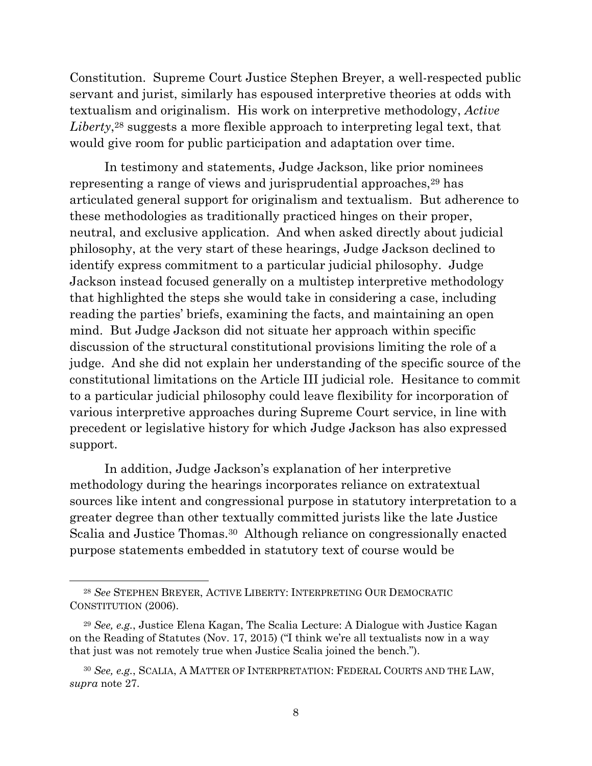Constitution. Supreme Court Justice Stephen Breyer, a well-respected public servant and jurist, similarly has espoused interpretive theories at odds with textualism and originalism. His work on interpretive methodology, *Active Liberty*,[28] suggests a more flexible approach to interpreting legal text, that would give room for public participation and adaptation over time.

In testimony and statements, Judge Jackson, like prior nominees representing a range of views and jurisprudential approaches,[29] has articulated general support for originalism and textualism. But adherence to these methodologies as traditionally practiced hinges on their proper, neutral, and exclusive application. And when asked directly about judicial philosophy, at the very start of these hearings, Judge Jackson declined to identify express commitment to a particular judicial philosophy. Judge Jackson instead focused generally on a multistep interpretive methodology that highlighted the steps she would take in considering a case, including reading the parties' briefs, examining the facts, and maintaining an open mind. But Judge Jackson did not situate her approach within specific discussion of the structural constitutional provisions limiting the role of a judge. And she did not explain her understanding of the specific source of the constitutional limitations on the Article III judicial role. Hesitance to commit to a particular judicial philosophy could leave flexibility for incorporation of various interpretive approaches during Supreme Court service, in line with precedent or legislative history for which Judge Jackson has also expressed support.

In addition, Judge Jackson's explanation of her interpretive methodology during the hearings incorporates reliance on extratextual sources like intent and congressional purpose in statutory interpretation to a greater degree than other textually committed jurists like the late Justice Scalia and Justice Thomas.[30] Although reliance on congressionally enacted purpose statements embedded in statutory text of course would be

---

[28] *See* STEPHEN BREYER, ACTIVE LIBERTY: INTERPRETING OUR DEMOCRATIC CONSTITUTION (2006).

[29] *See, e.g.*, Justice Elena Kagan, The Scalia Lecture: A Dialogue with Justice Kagan on the Reading of Statutes (Nov. 17, 2015) ("I think we're all textualists now in a way that just was not remotely true when Justice Scalia joined the bench.").

[30] *See, e.g.*, SCALIA, A MATTER OF INTERPRETATION: FEDERAL COURTS AND THE LAW, *supra* note 27.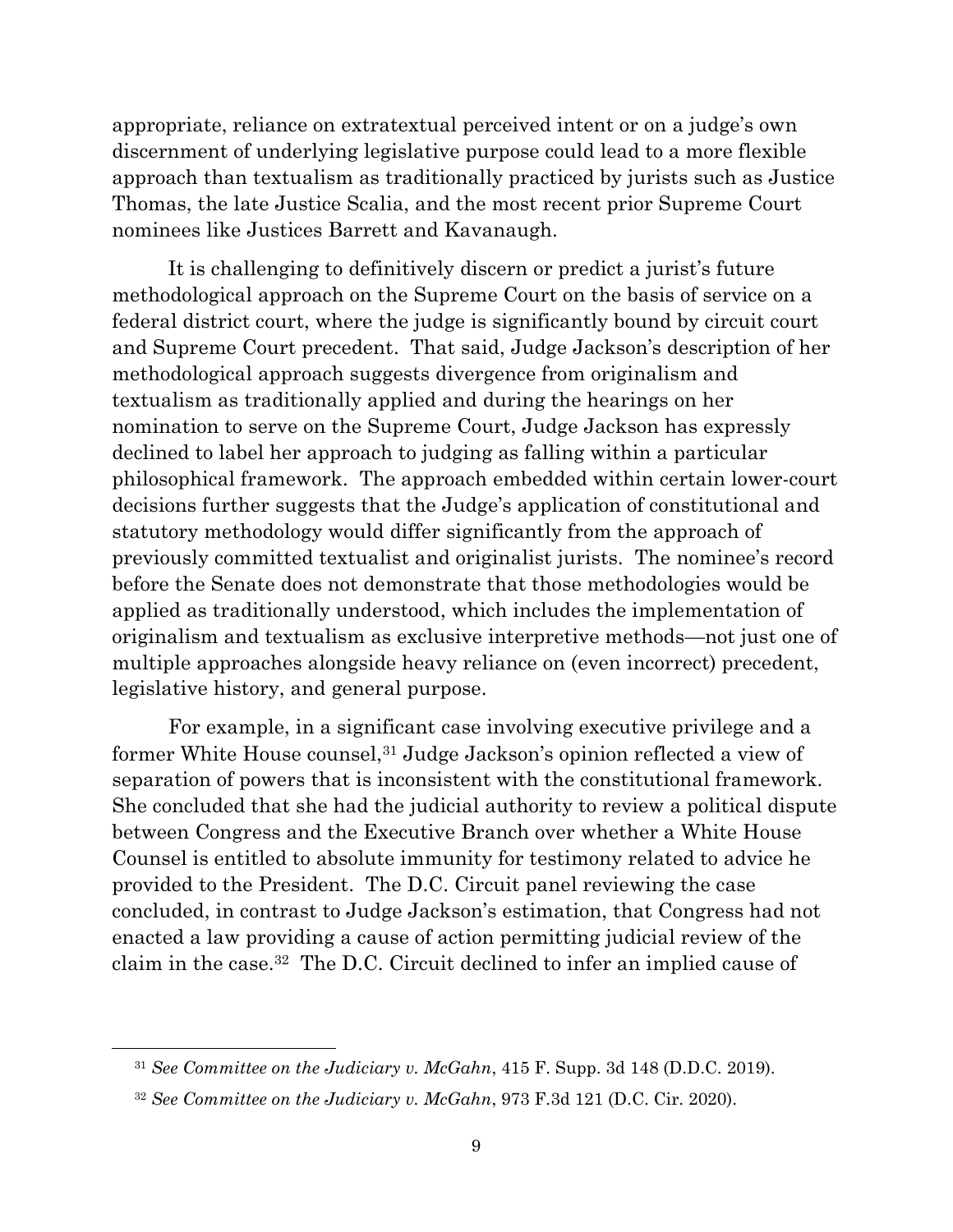appropriate, reliance on extratextual perceived intent or on a judge's own discernment of underlying legislative purpose could lead to a more flexible approach than textualism as traditionally practiced by jurists such as Justice Thomas, the late Justice Scalia, and the most recent prior Supreme Court nominees like Justices Barrett and Kavanaugh.

It is challenging to definitively discern or predict a jurist's future methodological approach on the Supreme Court on the basis of service on a federal district court, where the judge is significantly bound by circuit court and Supreme Court precedent. That said, Judge Jackson's description of her methodological approach suggests divergence from originalism and textualism as traditionally applied and during the hearings on her nomination to serve on the Supreme Court, Judge Jackson has expressly declined to label her approach to judging as falling within a particular philosophical framework. The approach embedded within certain lower-court decisions further suggests that the Judge's application of constitutional and statutory methodology would differ significantly from the approach of previously committed textualist and originalist jurists. The nominee's record before the Senate does not demonstrate that those methodologies would be applied as traditionally understood, which includes the implementation of originalism and textualism as exclusive interpretive methods—not just one of multiple approaches alongside heavy reliance on (even incorrect) precedent, legislative history, and general purpose.

For example, in a significant case involving executive privilege and a former White House counsel,[31] Judge Jackson's opinion reflected a view of separation of powers that is inconsistent with the constitutional framework. She concluded that she had the judicial authority to review a political dispute between Congress and the Executive Branch over whether a White House Counsel is entitled to absolute immunity for testimony related to advice he provided to the President. The D.C. Circuit panel reviewing the case concluded, in contrast to Judge Jackson's estimation, that Congress had not enacted a law providing a cause of action permitting judicial review of the claim in the case.[32] The D.C. Circuit declined to infer an implied cause of

---

[31] *See Committee on the Judiciary v. McGahn*, 415 F. Supp. 3d 148 (D.D.C. 2019).

[32] *See Committee on the Judiciary v. McGahn*, 973 F.3d 121 (D.C. Cir. 2020).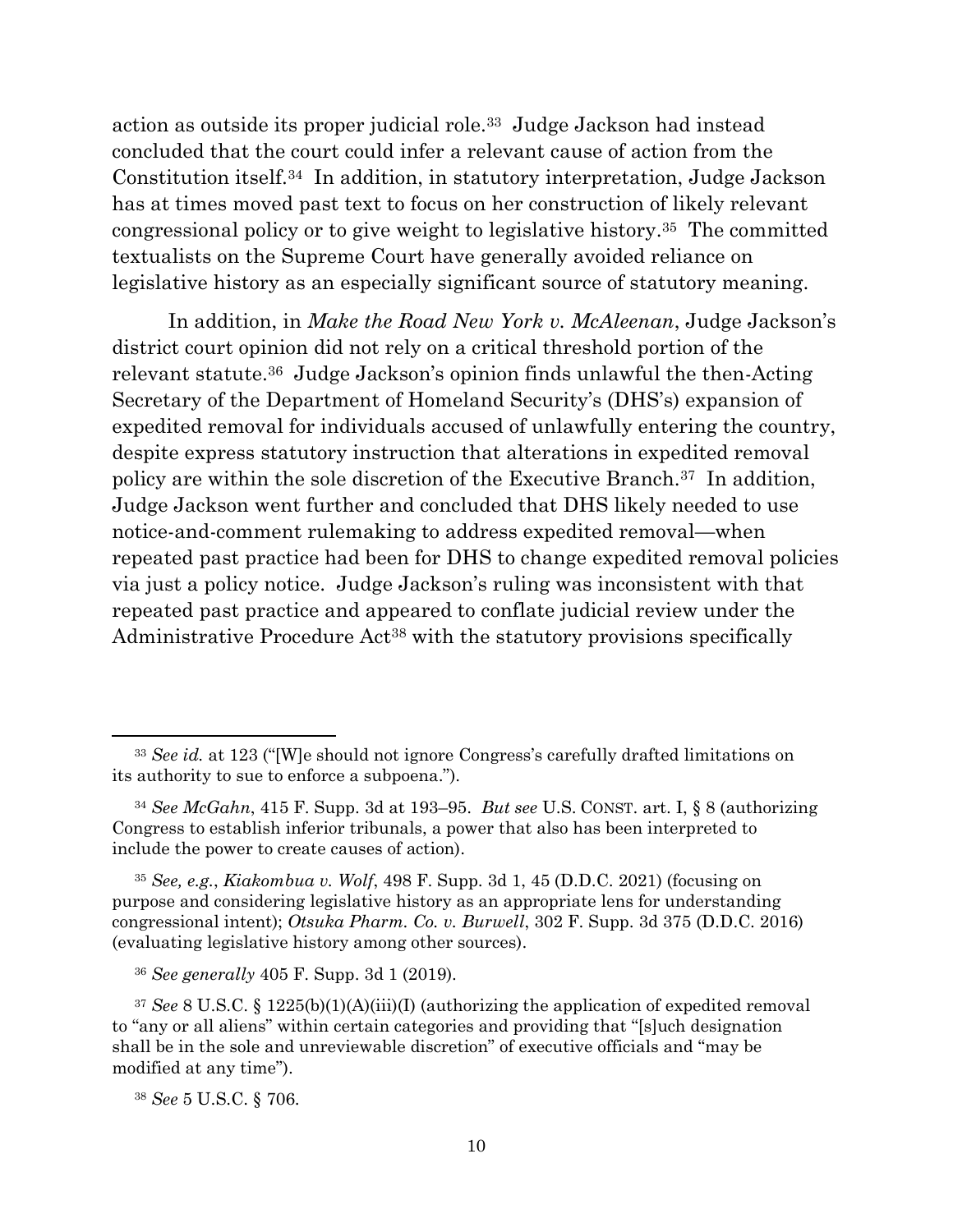action as outside its proper judicial role.[33] Judge Jackson had instead concluded that the court could infer a relevant cause of action from the Constitution itself.[34] In addition, in statutory interpretation, Judge Jackson has at times moved past text to focus on her construction of likely relevant congressional policy or to give weight to legislative history.[35] The committed textualists on the Supreme Court have generally avoided reliance on legislative history as an especially significant source of statutory meaning.

In addition, in *Make the Road New York v. McAleenan*, Judge Jackson's district court opinion did not rely on a critical threshold portion of the relevant statute.[36] Judge Jackson's opinion finds unlawful the then-Acting Secretary of the Department of Homeland Security's (DHS's) expansion of expedited removal for individuals accused of unlawfully entering the country, despite express statutory instruction that alterations in expedited removal policy are within the sole discretion of the Executive Branch.[37] In addition, Judge Jackson went further and concluded that DHS likely needed to use notice-and-comment rulemaking to address expedited removal—when repeated past practice had been for DHS to change expedited removal policies via just a policy notice. Judge Jackson's ruling was inconsistent with that repeated past practice and appeared to conflate judicial review under the Administrative Procedure Act[38] with the statutory provisions specifically

---

[33] *See id.* at 123 ("[W]e should not ignore Congress's carefully drafted limitations on its authority to sue to enforce a subpoena.").

[34] *See McGahn*, 415 F. Supp. 3d at 193–95. *But see* U.S. CONST. art. I, § 8 (authorizing Congress to establish inferior tribunals, a power that also has been interpreted to include the power to create causes of action).

[35] *See, e.g.*, *Kiakombua v. Wolf*, 498 F. Supp. 3d 1, 45 (D.D.C. 2021) (focusing on purpose and considering legislative history as an appropriate lens for understanding congressional intent); *Otsuka Pharm. Co. v. Burwell*, 302 F. Supp. 3d 375 (D.D.C. 2016) (evaluating legislative history among other sources).

[36] *See generally* 405 F. Supp. 3d 1 (2019).

[37] *See* 8 U.S.C. § 1225(b)(1)(A)(iii)(I) (authorizing the application of expedited removal to "any or all aliens" within certain categories and providing that "[s]uch designation shall be in the sole and unreviewable discretion" of executive officials and "may be modified at any time").

[38] *See* 5 U.S.C. § 706.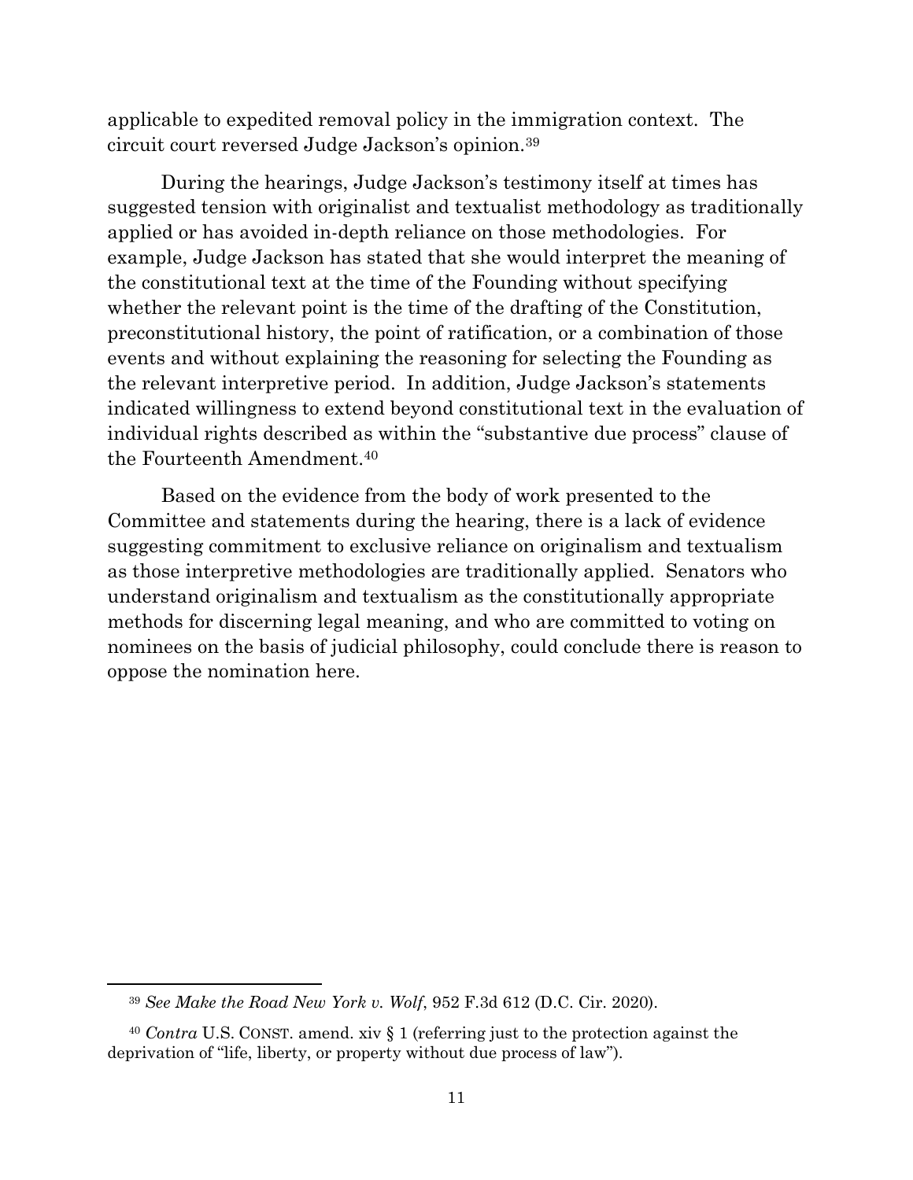applicable to expedited removal policy in the immigration context. The circuit court reversed Judge Jackson's opinion.[39]

During the hearings, Judge Jackson's testimony itself at times has suggested tension with originalist and textualist methodology as traditionally applied or has avoided in-depth reliance on those methodologies. For example, Judge Jackson has stated that she would interpret the meaning of the constitutional text at the time of the Founding without specifying whether the relevant point is the time of the drafting of the Constitution, preconstitutional history, the point of ratification, or a combination of those events and without explaining the reasoning for selecting the Founding as the relevant interpretive period. In addition, Judge Jackson's statements indicated willingness to extend beyond constitutional text in the evaluation of individual rights described as within the "substantive due process" clause of the Fourteenth Amendment.[40]

Based on the evidence from the body of work presented to the Committee and statements during the hearing, there is a lack of evidence suggesting commitment to exclusive reliance on originalism and textualism as those interpretive methodologies are traditionally applied. Senators who understand originalism and textualism as the constitutionally appropriate methods for discerning legal meaning, and who are committed to voting on nominees on the basis of judicial philosophy, could conclude there is reason to oppose the nomination here.

---

[39] *See Make the Road New York v. Wolf*, 952 F.3d 612 (D.C. Cir. 2020).

[40] *Contra* U.S. CONST. amend. xiv § 1 (referring just to the protection against the deprivation of "life, liberty, or property without due process of law").